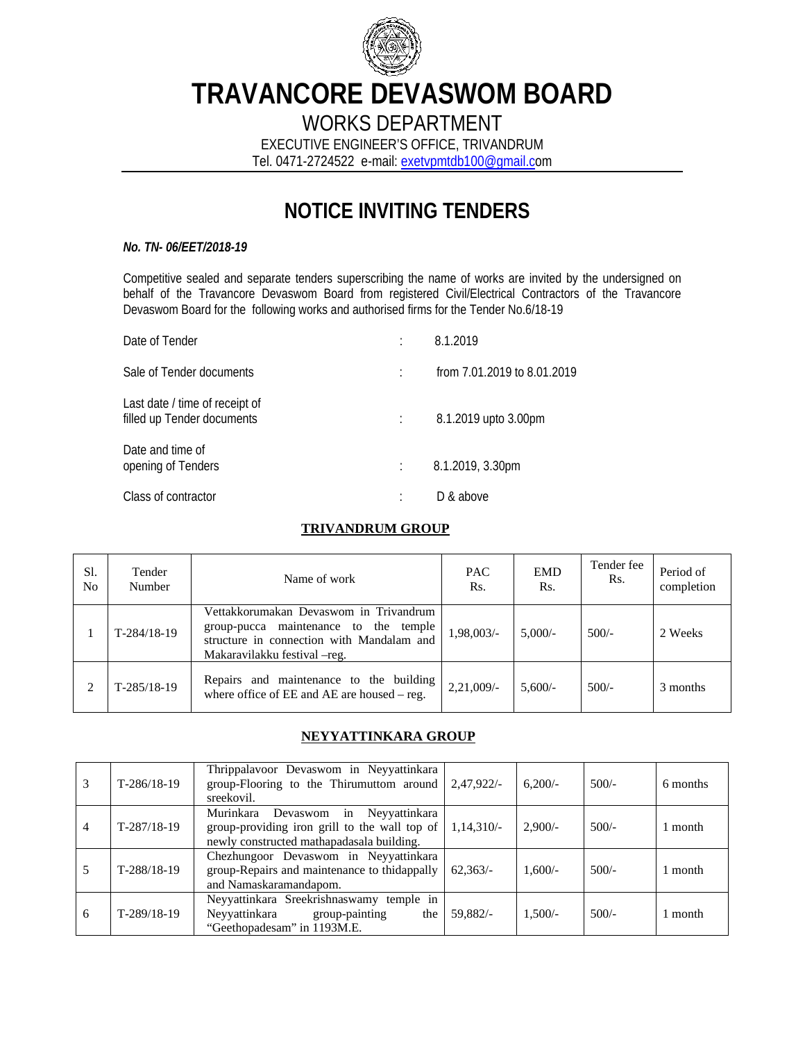# TRAVANCORE DEVASWOM BOARD

WORKS DEPARTMENT

EXECUTIVE ENGINEER'S OFFICE, TRIVANDRUM

Tel. 0471-2724522 e-mail: exetvpmtdb100@gmail.com

## NOTICE INVITING TENDERS

***No. TN- 06/EET/2018-19***

Competitive sealed and separate tenders superscribing the name of works are invited by the undersigned on behalf of the Travancore Devaswom Board from registered Civil/Electrical Contractors of the Travancore Devaswom Board for the following works and authorised firms for the Tender No.6/18-19

| | | |
|---|---|---|
| Date of Tender | : | 8.1.2019 |
| Sale of Tender documents | : | from 7.01.2019 to 8.01.2019 |
| Last date / time of receipt of filled up Tender documents | : | 8.1.2019 upto 3.00pm |
| Date and time of opening of Tenders | : | 8.1.2019, 3.30pm |
| Class of contractor | : | D & above |

### TRIVANDRUM GROUP

| Sl. No | Tender Number | Name of work | PAC Rs. | EMD Rs. | Tender fee Rs. | Period of completion |
|---|---|---|---|---|---|---|
| 1 | T-284/18-19 | Vettakkorumakan Devaswom in Trivandrum group-pucca maintenance to the temple structure in connection with Mandalam and Makaravilakku festival –reg. | 1,98,003/- | 5,000/- | 500/- | 2 Weeks |
| 2 | T-285/18-19 | Repairs and maintenance to the building where office of EE and AE are housed – reg. | 2,21,009/- | 5,600/- | 500/- | 3 months |

### NEYYATTINKARA GROUP

| Sl. No | Tender Number | Name of work | PAC Rs. | EMD Rs. | Tender fee Rs. | Period of completion |
|---|---|---|---|---|---|---|
| 3 | T-286/18-19 | Thrippalavoor Devaswom in Neyyattinkara group-Flooring to the Thirumuttom around sreekovil. | 2,47,922/- | 6,200/- | 500/- | 6 months |
| 4 | T-287/18-19 | Murinkara Devaswom in Neyyattinkara group-providing iron grill to the wall top of newly constructed mathapadasala building. | 1,14,310/- | 2,900/- | 500/- | 1 month |
| 5 | T-288/18-19 | Chezhungoor Devaswom in Neyyattinkara group-Repairs and maintenance to thidappally and Namaskaramandapom. | 62,363/- | 1,600/- | 500/- | 1 month |
| 6 | T-289/18-19 | Neyyattinkara Sreekrishnaswamy temple in Neyyattinkara group-painting the "Geethopadesam" in 1193M.E. | 59,882/- | 1,500/- | 500/- | 1 month |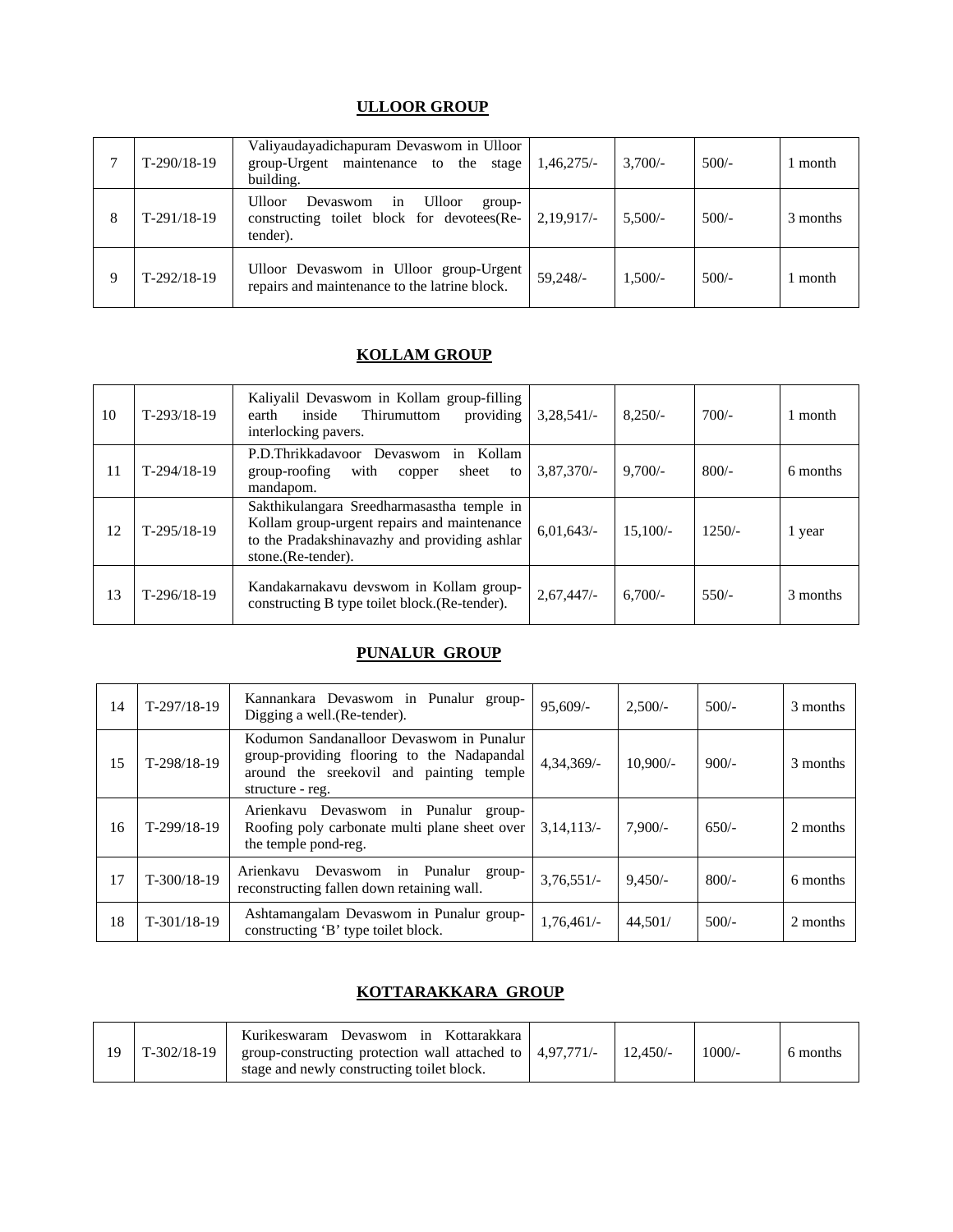## ULLOOR GROUP

| | | | | | | |
|---|---|---|---|---|---|---|
| 7 | T-290/18-19 | Valiyaudayadichapuram Devaswom in Ulloor group-Urgent maintenance to the stage building. | 1,46,275/- | 3,700/- | 500/- | 1 month |
| 8 | T-291/18-19 | Ulloor Devaswom in Ulloor group-constructing toilet block for devotees(Re-tender). | 2,19,917/- | 5,500/- | 500/- | 3 months |
| 9 | T-292/18-19 | Ulloor Devaswom in Ulloor group-Urgent repairs and maintenance to the latrine block. | 59,248/- | 1,500/- | 500/- | 1 month |

## KOLLAM GROUP

| | | | | | | |
|---|---|---|---|---|---|---|
| 10 | T-293/18-19 | Kaliyalil Devaswom in Kollam group-filling earth inside Thirumuttom providing interlocking pavers. | 3,28,541/- | 8,250/- | 700/- | 1 month |
| 11 | T-294/18-19 | P.D.Thrikkadavoor Devaswom in Kollam group-roofing with copper sheet to mandapom. | 3,87,370/- | 9,700/- | 800/- | 6 months |
| 12 | T-295/18-19 | Sakthikulangara Sreedharmasastha temple in Kollam group-urgent repairs and maintenance to the Pradakshinavazhy and providing ashlar stone.(Re-tender). | 6,01,643/- | 15,100/- | 1250/- | 1 year |
| 13 | T-296/18-19 | Kandakarnakavu devswom in Kollam group-constructing B type toilet block.(Re-tender). | 2,67,447/- | 6,700/- | 550/- | 3 months |

## PUNALUR GROUP

| | | | | | | |
|---|---|---|---|---|---|---|
| 14 | T-297/18-19 | Kannankara Devaswom in Punalur group-Digging a well.(Re-tender). | 95,609/- | 2,500/- | 500/- | 3 months |
| 15 | T-298/18-19 | Kodumon Sandanalloor Devaswom in Punalur group-providing flooring to the Nadapandal around the sreekovil and painting temple structure - reg. | 4,34,369/- | 10,900/- | 900/- | 3 months |
| 16 | T-299/18-19 | Arienkavu Devaswom in Punalur group-Roofing poly carbonate multi plane sheet over the temple pond-reg. | 3,14,113/- | 7,900/- | 650/- | 2 months |
| 17 | T-300/18-19 | Arienkavu Devaswom in Punalur group-reconstructing fallen down retaining wall. | 3,76,551/- | 9,450/- | 800/- | 6 months |
| 18 | T-301/18-19 | Ashtamangalam Devaswom in Punalur group-constructing 'B' type toilet block. | 1,76,461/- | 44,501/ | 500/- | 2 months |

## KOTTARAKKARA GROUP

| | | | | | | |
|---|---|---|---|---|---|---|
| 19 | T-302/18-19 | Kurikeswaram Devaswom in Kottarakkara group-constructing protection wall attached to stage and newly constructing toilet block. | 4,97,771/- | 12,450/- | 1000/- | 6 months |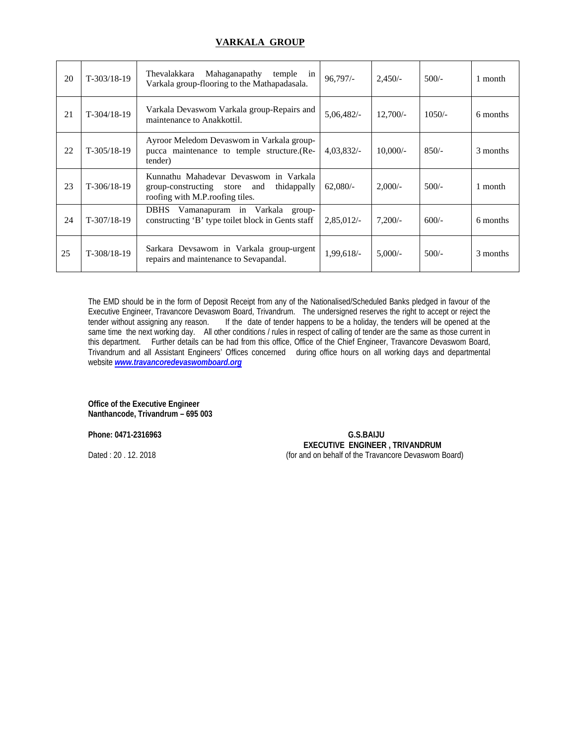## VARKALA GROUP

| | | | | | | |
|---|---|---|---|---|---|---|
| 20 | T-303/18-19 | Thevalakkara Mahaganapathy temple in Varkala group-flooring to the Mathapadasala. | 96,797/- | 2,450/- | 500/- | 1 month |
| 21 | T-304/18-19 | Varkala Devaswom Varkala group-Repairs and maintenance to Anakkottil. | 5,06,482/- | 12,700/- | 1050/- | 6 months |
| 22 | T-305/18-19 | Ayroor Meledom Devaswom in Varkala group-pucca maintenance to temple structure.(Re-tender) | 4,03,832/- | 10,000/- | 850/- | 3 months |
| 23 | T-306/18-19 | Kunnathu Mahadevar Devaswom in Varkala group-constructing store and thidappally roofing with M.P.roofing tiles. | 62,080/- | 2,000/- | 500/- | 1 month |
| 24 | T-307/18-19 | DBHS Vamanapuram in Varkala group-constructing 'B' type toilet block in Gents staff | 2,85,012/- | 7,200/- | 600/- | 6 months |
| 25 | T-308/18-19 | Sarkara Devsawom in Varkala group-urgent repairs and maintenance to Sevapandal. | 1,99,618/- | 5,000/- | 500/- | 3 months |

The EMD should be in the form of Deposit Receipt from any of the Nationalised/Scheduled Banks pledged in favour of the Executive Engineer, Travancore Devaswom Board, Trivandrum. The undersigned reserves the right to accept or reject the tender without assigning any reason. If the date of tender happens to be a holiday, the tenders will be opened at the same time the next working day. All other conditions / rules in respect of calling of tender are the same as those current in this department. Further details can be had from this office, Office of the Chief Engineer, Travancore Devaswom Board, Trivandrum and all Assistant Engineers' Offices concerned during office hours on all working days and departmental website ***www.travancoredevaswomboard.org***

**Office of the Executive Engineer**
**Nanthancode, Trivandrum – 695 003**

**Phone: 0471-2316963**

**G.S.BAIJU**
**EXECUTIVE ENGINEER , TRIVANDRUM**
(for and on behalf of the Travancore Devaswom Board)

Dated : 20 . 12. 2018